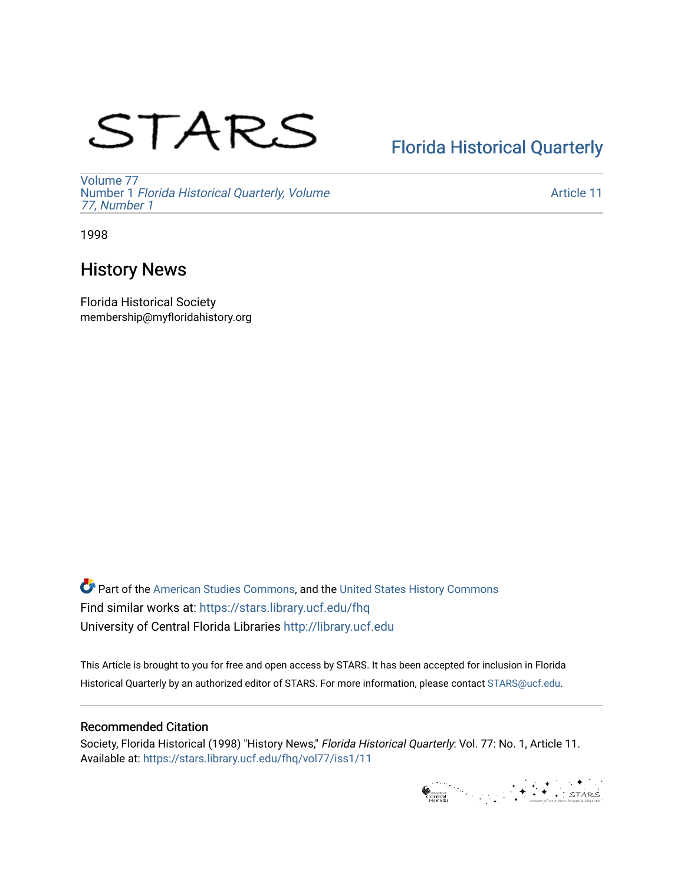STARS

Florida Historical Quarterly

Volume 77
Number 1 *Florida Historical Quarterly, Volume 77, Number 1*

Article 11

1998

# History News

Florida Historical Society
membership@myfloridahistory.org

Part of the American Studies Commons, and the United States History Commons
Find similar works at: https://stars.library.ucf.edu/fhq
University of Central Florida Libraries http://library.ucf.edu

This Article is brought to you for free and open access by STARS. It has been accepted for inclusion in Florida Historical Quarterly by an authorized editor of STARS. For more information, please contact STARS@ucf.edu.

## Recommended Citation

Society, Florida Historical (1998) "History News," *Florida Historical Quarterly*: Vol. 77: No. 1, Article 11.
Available at: https://stars.library.ucf.edu/fhq/vol77/iss1/11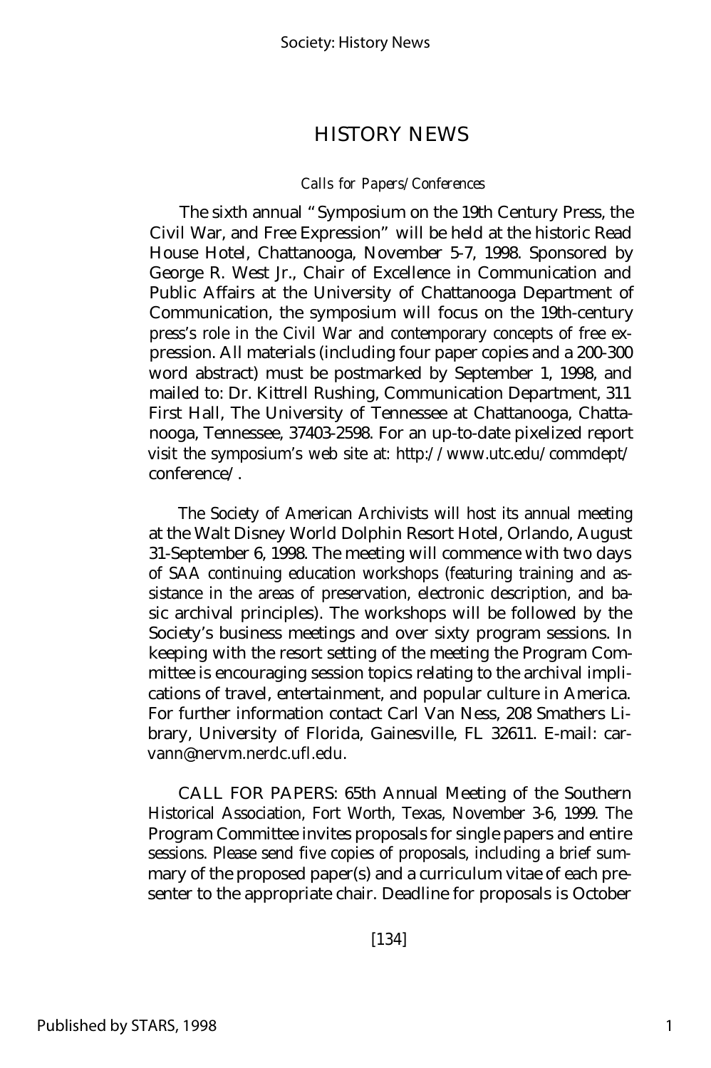# HISTORY NEWS

*Calls for Papers/Conferences*

The sixth annual "Symposium on the 19th Century Press, the Civil War, and Free Expression" will be held at the historic Read House Hotel, Chattanooga, November 5-7, 1998. Sponsored by George R. West Jr., Chair of Excellence in Communication and Public Affairs at the University of Chattanooga Department of Communication, the symposium will focus on the 19th-century press's role in the Civil War and contemporary concepts of free expression. All materials (including four paper copies and a 200-300 word abstract) must be postmarked by September 1, 1998, and mailed to: Dr. Kittrell Rushing, Communication Department, 311 First Hall, The University of Tennessee at Chattanooga, Chattanooga, Tennessee, 37403-2598. For an up-to-date pixelized report visit the symposium's web site at: http://www.utc.edu/commdept/conference/.

The Society of American Archivists will host its annual meeting at the Walt Disney World Dolphin Resort Hotel, Orlando, August 31-September 6, 1998. The meeting will commence with two days of SAA continuing education workshops (featuring training and assistance in the areas of preservation, electronic description, and basic archival principles). The workshops will be followed by the Society's business meetings and over sixty program sessions. In keeping with the resort setting of the meeting the Program Committee is encouraging session topics relating to the archival implications of travel, entertainment, and popular culture in America. For further information contact Carl Van Ness, 208 Smathers Library, University of Florida, Gainesville, FL 32611. E-mail: carvann@nervm.nerdc.ufl.edu.

CALL FOR PAPERS: 65th Annual Meeting of the Southern Historical Association, Fort Worth, Texas, November 3-6, 1999. The Program Committee invites proposals for single papers and entire sessions. Please send five copies of proposals, including a brief summary of the proposed paper(s) and a curriculum vitae of each presenter to the appropriate chair. Deadline for proposals is October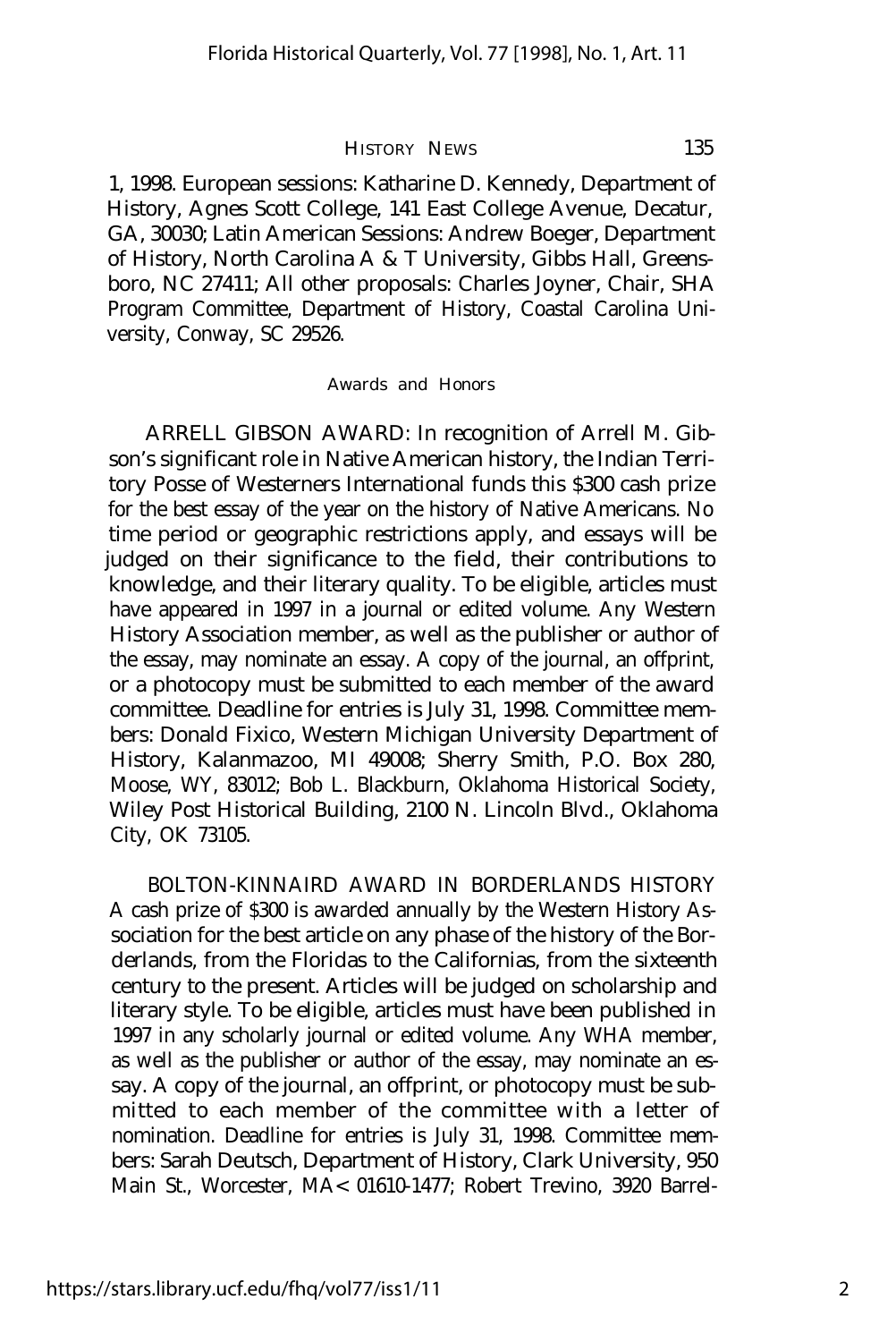1, 1998. European sessions: Katharine D. Kennedy, Department of History, Agnes Scott College, 141 East College Avenue, Decatur, GA, 30030; Latin American Sessions: Andrew Boeger, Department of History, North Carolina A & T University, Gibbs Hall, Greensboro, NC 27411; All other proposals: Charles Joyner, Chair, SHA Program Committee, Department of History, Coastal Carolina University, Conway, SC 29526.

## Awards and Honors

ARRELL GIBSON AWARD: In recognition of Arrell M. Gibson's significant role in Native American history, the Indian Territory Posse of Westerners International funds this $300 cash prize for the best essay of the year on the history of Native Americans. No time period or geographic restrictions apply, and essays will be judged on their significance to the field, their contributions to knowledge, and their literary quality. To be eligible, articles must have appeared in 1997 in a journal or edited volume. Any Western History Association member, as well as the publisher or author of the essay, may nominate an essay. A copy of the journal, an offprint, or a photocopy must be submitted to each member of the award committee. Deadline for entries is July 31, 1998. Committee members: Donald Fixico, Western Michigan University Department of History, Kalanmazoo, MI 49008; Sherry Smith, P.O. Box 280, Moose, WY, 83012; Bob L. Blackburn, Oklahoma Historical Society, Wiley Post Historical Building, 2100 N. Lincoln Blvd., Oklahoma City, OK 73105.

BOLTON-KINNAIRD AWARD IN BORDERLANDS HISTORY A cash prize of $300 is awarded annually by the Western History Association for the best article on any phase of the history of the Borderlands, from the Floridas to the Californias, from the sixteenth century to the present. Articles will be judged on scholarship and literary style. To be eligible, articles must have been published in 1997 in any scholarly journal or edited volume. Any WHA member, as well as the publisher or author of the essay, may nominate an essay. A copy of the journal, an offprint, or photocopy must be submitted to each member of the committee with a letter of nomination. Deadline for entries is July 31, 1998. Committee members: Sarah Deutsch, Department of History, Clark University, 950 Main St., Worcester, MA< 01610-1477; Robert Trevino, 3920 Barrel-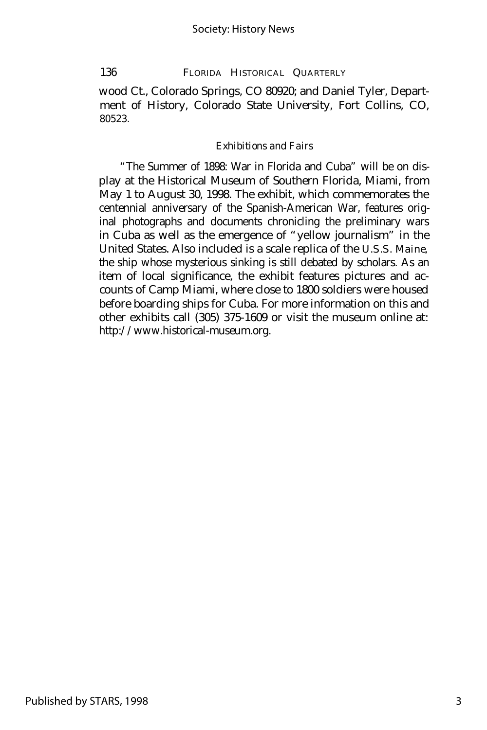wood Ct., Colorado Springs, CO 80920; and Daniel Tyler, Department of History, Colorado State University, Fort Collins, CO, 80523.

### Exhibitions and Fairs

"The Summer of 1898: War in Florida and Cuba" will be on display at the Historical Museum of Southern Florida, Miami, from May 1 to August 30, 1998. The exhibit, which commemorates the centennial anniversary of the Spanish-American War, features original photographs and documents chronicling the preliminary wars in Cuba as well as the emergence of "yellow journalism" in the United States. Also included is a scale replica of the *U.S.S. Maine*, the ship whose mysterious sinking is still debated by scholars. As an item of local significance, the exhibit features pictures and accounts of Camp Miami, where close to 1800 soldiers were housed before boarding ships for Cuba. For more information on this and other exhibits call (305) 375-1609 or visit the museum online at: http://www.historical-museum.org.